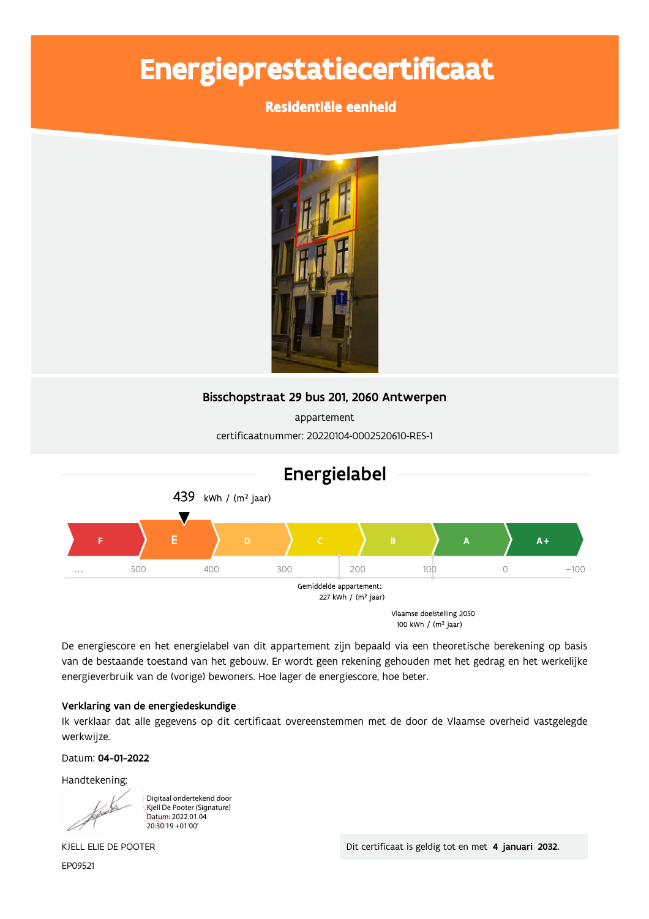# Energieprestatiecertificaat

## Residentiële eenheid

**Bisschopstraat 29 bus 201, 2060 Antwerpen**

appartement

certificaatnummer: 20220104-0002520610-RES-1

## Energielabel

439 kWh / (m² jaar)

F | E | D | C | B | A | A+

... 500 400 300 200 100 0 −100

Gemiddelde appartement:
227 kWh / (m² jaar)

Vlaamse doelstelling 2050
100 kWh / (m² jaar)

De energiescore en het energielabel van dit appartement zijn bepaald via een theoretische berekening op basis van de bestaande toestand van het gebouw. Er wordt geen rekening gehouden met het gedrag en het werkelijke energieverbruik van de (vorige) bewoners. Hoe lager de energiescore, hoe beter.

**Verklaring van de energiedeskundige**

Ik verklaar dat alle gegevens op dit certificaat overeenstemmen met de door de Vlaamse overheid vastgelegde werkwijze.

Datum: **04-01-2022**

Handtekening:

Digitaal ondertekend door Kjell De Pooter (Signature)
Datum: 2022.01.04
20:30:19 +01'00'

KJELL ELIE DE POOTER

EP09521

Dit certificaat is geldig tot en met **4 januari 2032.**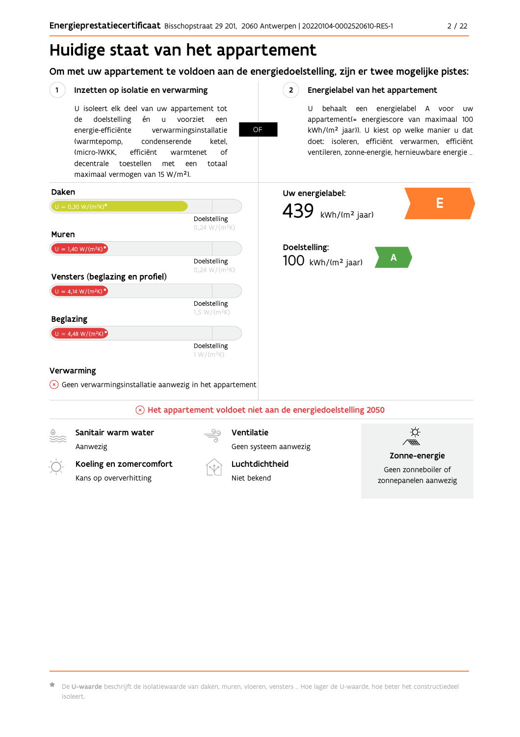# Huidige staat van het appartement

## Om met uw appartement te voldoen aan de energiedoelstelling, zijn er twee mogelijke pistes:

### 1 Inzetten op isolatie en verwarming

U isoleert elk deel van uw appartement tot de doelstelling én u voorziet een energie-efficiënte verwarmingsinstallatie (warmtepomp, condenserende ketel, (micro-)WKK, efficiënt warmtenet of decentrale toestellen met een totaal maximaal vermogen van 15 W/m²).

OF

### 2 Energielabel van het appartement

U behaalt een energielabel A voor uw appartement(= energiescore van maximaal 100 kWh/(m² jaar)). U kiest op welke manier u dat doet: isoleren, efficiënt verwarmen, efficiënt ventileren, zonne-energie, hernieuwbare energie ...

**Daken**

U = 0,30 W/(m²K)*

Doelstelling 0,24 W/(m²K)

**Muren**

U = 1,40 W/(m²K)*

Doelstelling 0,24 W/(m²K)

**Vensters (beglazing en profiel)**

U = 4,14 W/(m²K)*

Doelstelling 1,5 W/(m²K)

**Beglazing**

U = 4,48 W/(m²K)*

Doelstelling 1 W/(m²K)

**Verwarming**

Geen verwarmingsinstallatie aanwezig in het appartement

**Uw energielabel:**

439 kWh/(m² jaar) — E

**Doelstelling:**

100 kWh/(m² jaar) — A

**Het appartement voldoet niet aan de energiedoelstelling 2050**

**Sanitair warm water**
Aanwezig

**Ventilatie**
Geen systeem aanwezig

**Zonne-energie**
Geen zonneboiler of zonnepanelen aanwezig

**Koeling en zomercomfort**
Kans op oververhitting

**Luchtdichtheid**
Niet bekend

* De **U-waarde** beschrijft de isolatiewaarde van daken, muren, vloeren, vensters ... Hoe lager de U-waarde, hoe beter het constructiedeel isoleert.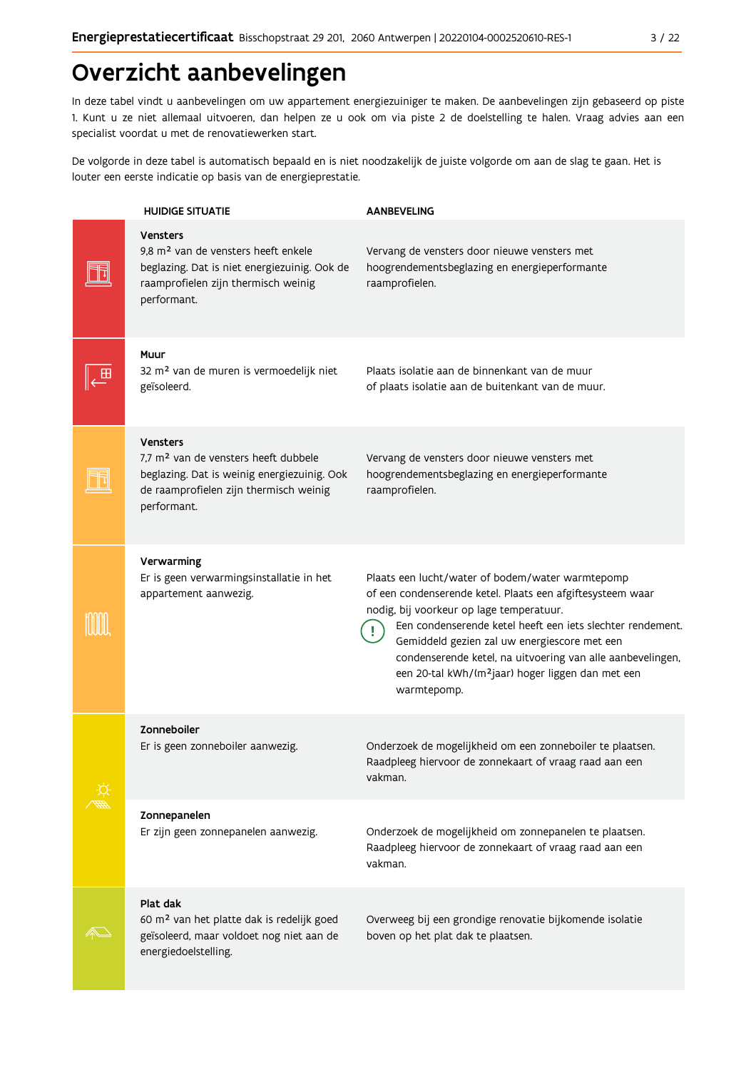# Overzicht aanbevelingen

In deze tabel vindt u aanbevelingen om uw appartement energiezuiniger te maken. De aanbevelingen zijn gebaseerd op piste 1. Kunt u ze niet allemaal uitvoeren, dan helpen ze u ook om via piste 2 de doelstelling te halen. Vraag advies aan een specialist voordat u met de renovatiewerken start.

De volgorde in deze tabel is automatisch bepaald en is niet noodzakelijk de juiste volgorde om aan de slag te gaan. Het is louter een eerste indicatie op basis van de energieprestatie.

| HUIDIGE SITUATIE | AANBEVELING |
|---|---|
| **Vensters**<br>9,8 m² van de vensters heeft enkele beglazing. Dat is niet energiezuinig. Ook de raamprofielen zijn thermisch weinig performant. | Vervang de vensters door nieuwe vensters met hoogrendementsbeglazing en energieperformante raamprofielen. |
| **Muur**<br>32 m² van de muren is vermoedelijk niet geïsoleerd. | Plaats isolatie aan de binnenkant van de muur of plaats isolatie aan de buitenkant van de muur. |
| **Vensters**<br>7,7 m² van de vensters heeft dubbele beglazing. Dat is weinig energiezuinig. Ook de raamprofielen zijn thermisch weinig performant. | Vervang de vensters door nieuwe vensters met hoogrendementsbeglazing en energieperformante raamprofielen. |
| **Verwarming**<br>Er is geen verwarmingsinstallatie in het appartement aanwezig. | Plaats een lucht/water of bodem/water warmtepomp of een condenserende ketel. Plaats een afgiftesysteem waar nodig, bij voorkeur op lage temperatuur.<br>! Een condenserende ketel heeft een iets slechter rendement. Gemiddeld gezien zal uw energiescore met een condenserende ketel, na uitvoering van alle aanbevelingen, een 20-tal kWh/(m²jaar) hoger liggen dan met een warmtepomp. |
| **Zonneboiler**<br>Er is geen zonneboiler aanwezig. | Onderzoek de mogelijkheid om een zonneboiler te plaatsen. Raadpleeg hiervoor de zonnekaart of vraag raad aan een vakman. |
| **Zonnepanelen**<br>Er zijn geen zonnepanelen aanwezig. | Onderzoek de mogelijkheid om zonnepanelen te plaatsen. Raadpleeg hiervoor de zonnekaart of vraag raad aan een vakman. |
| **Plat dak**<br>60 m² van het platte dak is redelijk goed geïsoleerd, maar voldoet nog niet aan de energiedoelstelling. | Overweeg bij een grondige renovatie bijkomende isolatie boven op het plat dak te plaatsen. |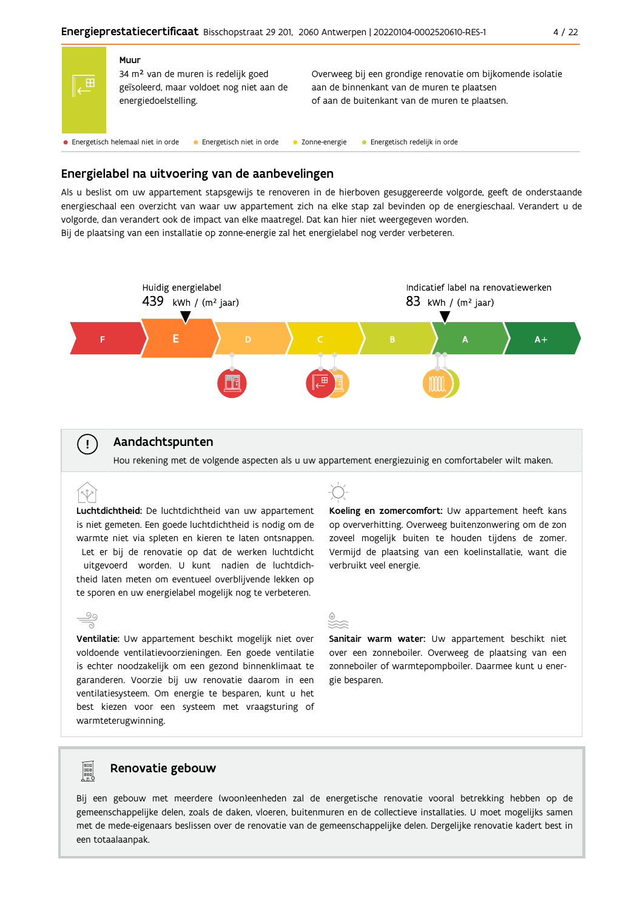**Muur**

34 m² van de muren is redelijk goed geïsoleerd, maar voldoet nog niet aan de energiedoelstelling.

Overweeg bij een grondige renovatie om bijkomende isolatie aan de binnenkant van de muren te plaatsen of aan de buitenkant van de muren te plaatsen.

● Energetisch helemaal niet in orde ● Energetisch niet in orde ● Zonne-energie ● Energetisch redelijk in orde

## Energielabel na uitvoering van de aanbevelingen

Als u beslist om uw appartement stapsgewijs te renoveren in de hierboven gesuggereerde volgorde, geeft de onderstaande energieschaal een overzicht van waar uw appartement zich na elke stap zal bevinden op de energieschaal. Verandert u de volgorde, dan verandert ook de impact van elke maatregel. Dat kan hier niet weergegeven worden.
Bij de plaatsing van een installatie op zonne-energie zal het energielabel nog verder verbeteren.

Huidig energielabel
439 kWh / (m² jaar)

Indicatief label na renovatiewerken
83 kWh / (m² jaar)

F | E | D | C | B | A | A+

## Aandachtspunten

Hou rekening met de volgende aspecten als u uw appartement energiezuinig en comfortabeler wilt maken.

**Luchtdichtheid:** De luchtdichtheid van uw appartement is niet gemeten. Een goede luchtdichtheid is nodig om de warmte niet via spleten en kieren te laten ontsnappen. Let er bij de renovatie op dat de werken luchtdicht uitgevoerd worden. U kunt nadien de luchtdichtheid laten meten om eventueel overblijvende lekken op te sporen en uw energielabel mogelijk nog te verbeteren.

**Koeling en zomercomfort:** Uw appartement heeft kans op oververhitting. Overweeg buitenzonwering om de zon zoveel mogelijk buiten te houden tijdens de zomer. Vermijd de plaatsing van een koelinstallatie, want die verbruikt veel energie.

**Ventilatie:** Uw appartement beschikt mogelijk niet over voldoende ventilatievoorzieningen. Een goede ventilatie is echter noodzakelijk om een gezond binnenklimaat te garanderen. Voorzie bij uw renovatie daarom in een ventilatiesysteem. Om energie te besparen, kunt u het best kiezen voor een systeem met vraagsturing of warmteterugwinning.

**Sanitair warm water:** Uw appartement beschikt niet over een zonneboiler. Overweeg de plaatsing van een zonneboiler of warmtepompboiler. Daarmee kunt u energie besparen.

## Renovatie gebouw

Bij een gebouw met meerdere (woon)eenheden zal de energetische renovatie vooral betrekking hebben op de gemeenschappelijke delen, zoals de daken, vloeren, buitenmuren en de collectieve installaties. U moet mogelijks samen met de mede-eigenaars beslissen over de renovatie van de gemeenschappelijke delen. Dergelijke renovatie kadert best in een totaalaanpak.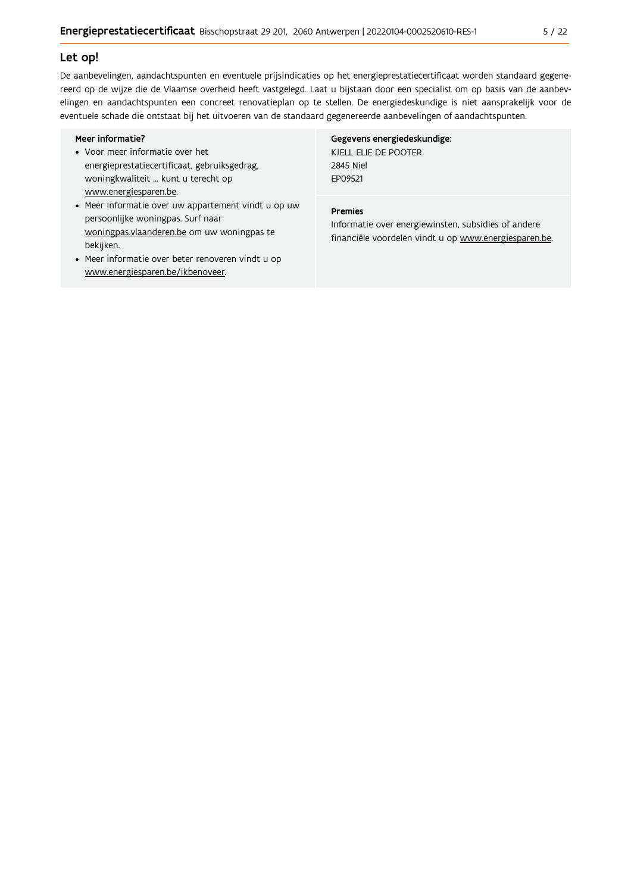## Let op!

De aanbevelingen, aandachtspunten en eventuele prijsindicaties op het energieprestatiecertificaat worden standaard gegenereerd op de wijze die de Vlaamse overheid heeft vastgelegd. Laat u bijstaan door een specialist om op basis van de aanbevelingen en aandachtspunten een concreet renovatieplan op te stellen. De energiedeskundige is niet aansprakelijk voor de eventuele schade die ontstaat bij het uitvoeren van de standaard gegenereerde aanbevelingen of aandachtspunten.

**Meer informatie?**

- Voor meer informatie over het energieprestatiecertificaat, gebruiksgedrag, woningkwaliteit ... kunt u terecht op www.energiesparen.be.
- Meer informatie over uw appartement vindt u op uw persoonlijke woningpas. Surf naar woningpas.vlaanderen.be om uw woningpas te bekijken.
- Meer informatie over beter renoveren vindt u op www.energiesparen.be/ikbenoveer.

**Gegevens energiedeskundige:**

KJELL ELIE DE POOTER
2845 Niel
EP09521

**Premies**

Informatie over energiewinsten, subsidies of andere financiële voordelen vindt u op www.energiesparen.be.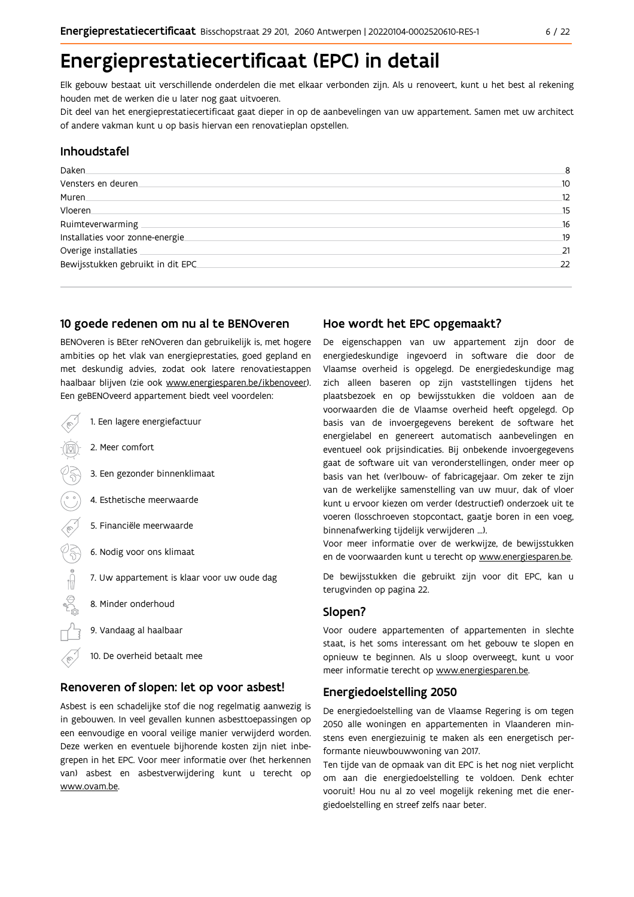# Energieprestatiecertificaat (EPC) in detail

Elk gebouw bestaat uit verschillende onderdelen die met elkaar verbonden zijn. Als u renoveert, kunt u het best al rekening houden met de werken die u later nog gaat uitvoeren.

Dit deel van het energieprestatiecertificaat gaat dieper in op de aanbevelingen van uw appartement. Samen met uw architect of andere vakman kunt u op basis hiervan een renovatieplan opstellen.

## Inhoudstafel

| | |
|---|---|
| Daken | 8 |
| Vensters en deuren | 10 |
| Muren | 12 |
| Vloeren | 15 |
| Ruimteverwarming | 16 |
| Installaties voor zonne-energie | 19 |
| Overige installaties | 21 |
| Bewijsstukken gebruikt in dit EPC | 22 |

## 10 goede redenen om nu al te BENOveren

BENOveren is BEter reNOveren dan gebruikelijk is, met hogere ambities op het vlak van energieprestaties, goed gepland en met deskundig advies, zodat ook latere renovatiestappen haalbaar blijven (zie ook www.energiesparen.be/ikbenoveer). Een geBENOveerd appartement biedt veel voordelen:

1. Een lagere energiefactuur
2. Meer comfort
3. Een gezonder binnenklimaat
4. Esthetische meerwaarde
5. Financiële meerwaarde
6. Nodig voor ons klimaat
7. Uw appartement is klaar voor uw oude dag
8. Minder onderhoud
9. Vandaag al haalbaar
10. De overheid betaalt mee

## Renoveren of slopen: let op voor asbest!

Asbest is een schadelijke stof die nog regelmatig aanwezig is in gebouwen. In veel gevallen kunnen asbesttoepassingen op een eenvoudige en vooral veilige manier verwijderd worden. Deze werken en eventuele bijhorende kosten zijn niet inbegrepen in het EPC. Voor meer informatie over (het herkennen van) asbest en asbestverwijdering kunt u terecht op www.ovam.be.

## Hoe wordt het EPC opgemaakt?

De eigenschappen van uw appartement zijn door de energiedeskundige ingevoerd in software die door de Vlaamse overheid is opgelegd. De energiedeskundige mag zich alleen baseren op zijn vaststellingen tijdens het plaatsbezoek en op bewijsstukken die voldoen aan de voorwaarden die de Vlaamse overheid heeft opgelegd. Op basis van de invoergegevens berekent de software het energielabel en genereert automatisch aanbevelingen en eventueel ook prijsindicaties. Bij onbekende invoergegevens gaat de software uit van veronderstellingen, onder meer op basis van het (ver)bouw- of fabricagejaar. Om zeker te zijn van de werkelijke samenstelling van uw muur, dak of vloer kunt u ervoor kiezen om verder (destructief) onderzoek uit te voeren (losschroeven stopcontact, gaatje boren in een voeg, binnenafwerking tijdelijk verwijderen ...).

Voor meer informatie over de werkwijze, de bewijsstukken en de voorwaarden kunt u terecht op www.energiesparen.be.

De bewijsstukken die gebruikt zijn voor dit EPC, kan u terugvinden op pagina 22.

## Slopen?

Voor oudere appartementen of appartementen in slechte staat, is het soms interessant om het gebouw te slopen en opnieuw te beginnen. Als u sloop overweegt, kunt u voor meer informatie terecht op www.energiesparen.be.

## Energiedoelstelling 2050

De energiedoelstelling van de Vlaamse Regering is om tegen 2050 alle woningen en appartementen in Vlaanderen minstens even energiezuinig te maken als een energetisch performante nieuwbouwwoning van 2017.

Ten tijde van de opmaak van dit EPC is het nog niet verplicht om aan die energiedoelstelling te voldoen. Denk echter vooruit! Hou nu al zo veel mogelijk rekening met die energiedoelstelling en streef zelfs naar beter.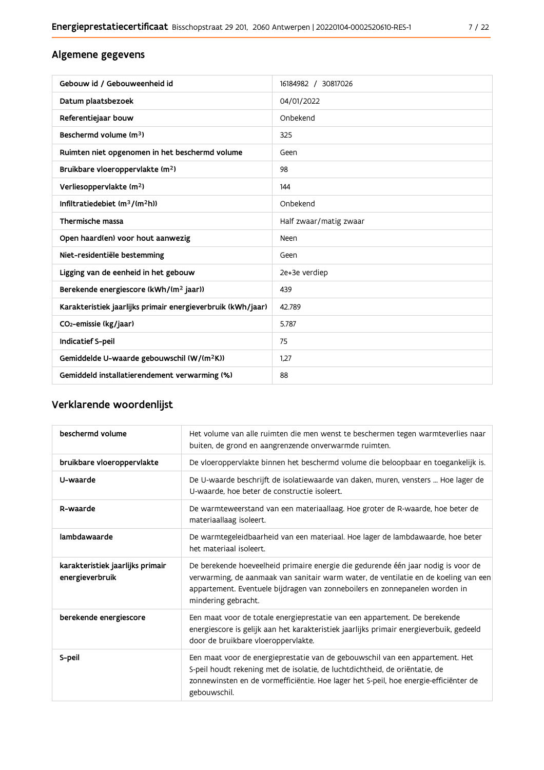## Algemene gegevens

| | |
|---|---|
| Gebouw id / Gebouweenheid id | 16184982 / 30817026 |
| Datum plaatsbezoek | 04/01/2022 |
| Referentiejaar bouw | Onbekend |
| Beschermd volume ($m^3$) | 325 |
| Ruimten niet opgenomen in het beschermd volume | Geen |
| Bruikbare vloeroppervlakte ($m^2$) | 98 |
| Verliesoppervlakte ($m^2$) | 144 |
| Infiltratiedebiet ($m^3/(m^2h)$) | Onbekend |
| Thermische massa | Half zwaar/matig zwaar |
| Open haard(en) voor hout aanwezig | Neen |
| Niet-residentiële bestemming | Geen |
| Ligging van de eenheid in het gebouw | 2e+3e verdiep |
| Berekende energiescore (kWh/($m^2$ jaar)) | 439 |
| Karakteristiek jaarlijks primair energieverbruik (kWh/jaar) | 42.789 |
| $CO_2$-emissie (kg/jaar) | 5.787 |
| Indicatief S-peil | 75 |
| Gemiddelde U-waarde gebouwschil (W/($m^2$K)) | 1,27 |
| Gemiddeld installatierendement verwarming (%) | 88 |

## Verklarende woordenlijst

| | |
|---|---|
| beschermd volume | Het volume van alle ruimten die men wenst te beschermen tegen warmteverlies naar buiten, de grond en aangrenzende onverwarmde ruimten. |
| bruikbare vloeroppervlakte | De vloeroppervlakte binnen het beschermd volume die beloopbaar en toegankelijk is. |
| U-waarde | De U-waarde beschrijft de isolatiewaarde van daken, muren, vensters ... Hoe lager de U-waarde, hoe beter de constructie isoleert. |
| R-waarde | De warmteweerstand van een materiaallaag. Hoe groter de R-waarde, hoe beter de materiaallaag isoleert. |
| lambdawaarde | De warmtegeleidbaarheid van een materiaal. Hoe lager de lambdawaarde, hoe beter het materiaal isoleert. |
| karakteristiek jaarlijks primair energieverbruik | De berekende hoeveelheid primaire energie die gedurende één jaar nodig is voor de verwarming, de aanmaak van sanitair warm water, de ventilatie en de koeling van een appartement. Eventuele bijdragen van zonneboilers en zonnepanelen worden in mindering gebracht. |
| berekende energiescore | Een maat voor de totale energieprestatie van een appartement. De berekende energiescore is gelijk aan het karakteristiek jaarlijks primair energieverbuik, gedeeld door de bruikbare vloeroppervlakte. |
| S-peil | Een maat voor de energieprestatie van de gebouwschil van een appartement. Het S-peil houdt rekening met de isolatie, de luchtdichtheid, de oriëntatie, de zonnewinsten en de vormefficiëntie. Hoe lager het S-peil, hoe energie-efficiënter de gebouwschil. |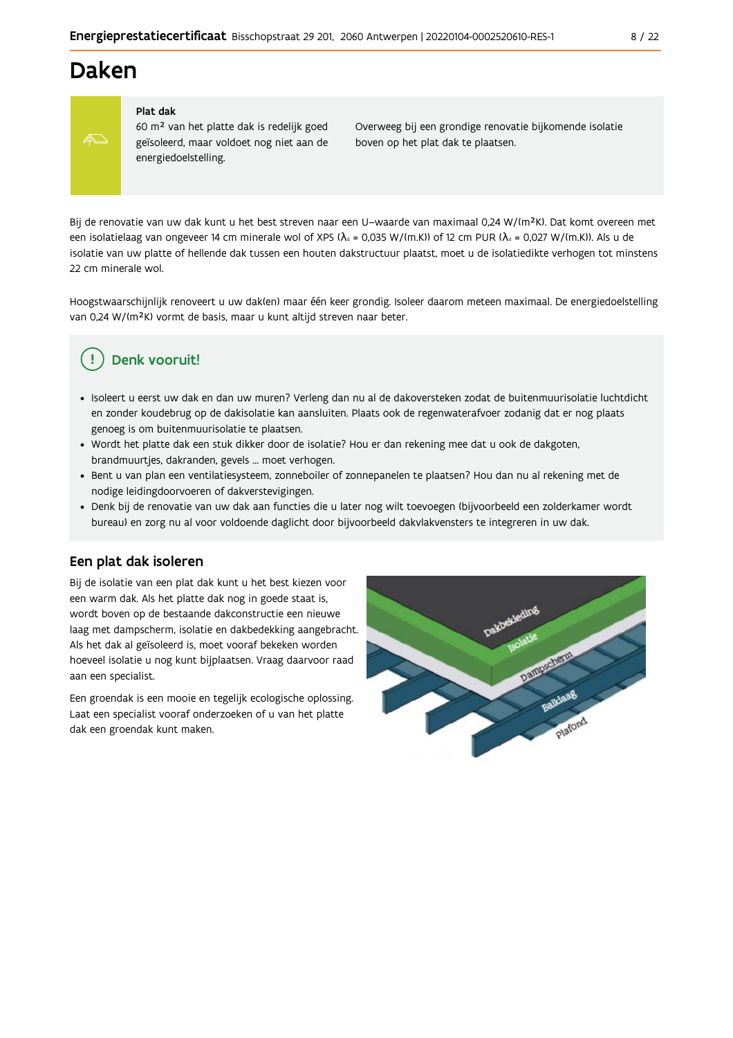# Daken

**Plat dak**

60 m² van het platte dak is redelijk goed geïsoleerd, maar voldoet nog niet aan de energiedoelstelling.

Overweeg bij een grondige renovatie bijkomende isolatie boven op het plat dak te plaatsen.

Bij de renovatie van uw dak kunt u het best streven naar een U–waarde van maximaal 0,24 W/(m²K). Dat komt overeen met een isolatielaag van ongeveer 14 cm minerale wol of XPS ($\lambda_d$ = 0,035 W/(m.K)) of 12 cm PUR ($\lambda_d$ = 0,027 W/(m.K)). Als u de isolatie van uw platte of hellende dak tussen een houten dakstructuur plaatst, moet u de isolatiedikte verhogen tot minstens 22 cm minerale wol.

Hoogstwaarschijnlijk renoveert u uw dak(en) maar één keer grondig. Isoleer daarom meteen maximaal. De energiedoelstelling van 0,24 W/(m²K) vormt de basis, maar u kunt altijd streven naar beter.

## Denk vooruit!

- Isoleert u eerst uw dak en dan uw muren? Verleng dan nu al de dakoversteken zodat de buitenmuurisolatie luchtdicht en zonder koudebrug op de dakisolatie kan aansluiten. Plaats ook de regenwaterafvoer zodanig dat er nog plaats genoeg is om buitenmuurisolatie te plaatsen.
- Wordt het platte dak een stuk dikker door de isolatie? Hou er dan rekening mee dat u ook de dakgoten, brandmuurtjes, dakranden, gevels ... moet verhogen.
- Bent u van plan een ventilatiesysteem, zonneboiler of zonnepanelen te plaatsen? Hou dan nu al rekening met de nodige leidingdoorvoeren of dakverstevigingen.
- Denk bij de renovatie van uw dak aan functies die u later nog wilt toevoegen (bijvoorbeeld een zolderkamer wordt bureau) en zorg nu al voor voldoende daglicht door bijvoorbeeld dakvlakvensters te integreren in uw dak.

## Een plat dak isoleren

Bij de isolatie van een plat dak kunt u het best kiezen voor een warm dak. Als het platte dak nog in goede staat is, wordt boven op de bestaande dakconstructie een nieuwe laag met dampscherm, isolatie en dakbedekking aangebracht. Als het dak al geïsoleerd is, moet vooraf bekeken worden hoeveel isolatie u nog kunt bijplaatsen. Vraag daarvoor raad aan een specialist.

Een groendak is een mooie en tegelijk ecologische oplossing. Laat een specialist vooraf onderzoeken of u van het platte dak een groendak kunt maken.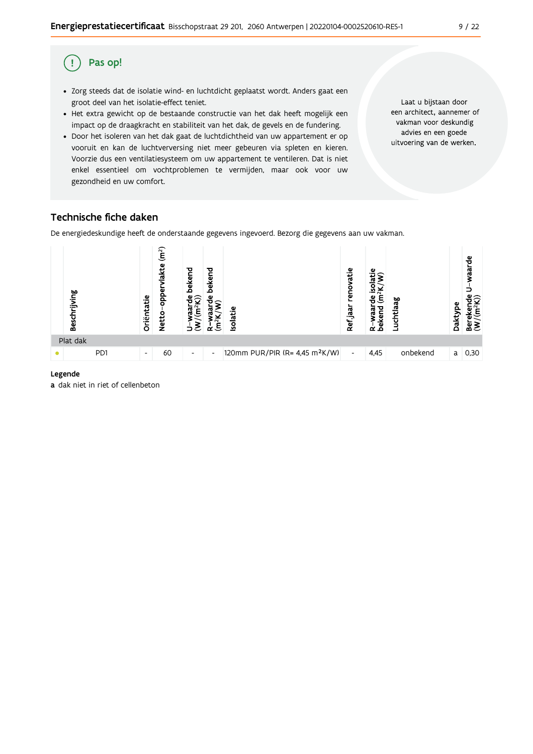## Pas op!

- Zorg steeds dat de isolatie wind- en luchtdicht geplaatst wordt. Anders gaat een groot deel van het isolatie-effect teniet.
- Het extra gewicht op de bestaande constructie van het dak heeft mogelijk een impact op de draagkracht en stabiliteit van het dak, de gevels en de fundering.
- Door het isoleren van het dak gaat de luchtdichtheid van uw appartement er op vooruit en kan de luchtverversing niet meer gebeuren via spleten en kieren. Voorzie dus een ventilatiesysteem om uw appartement te ventileren. Dat is niet enkel essentieel om vochtproblemen te vermijden, maar ook voor uw gezondheid en uw comfort.

Laat u bijstaan door een architect, aannemer of vakman voor deskundig advies en een goede uitvoering van de werken.

## Technische fiche daken

De energiedeskundige heeft de onderstaande gegevens ingevoerd. Bezorg die gegevens aan uw vakman.

| | Beschrijving | Oriëntatie | Netto-oppervlakte ($m^2$) | U-waarde bekend ($W/(m^2K)$) | R-waarde bekend ($m^2K/W$) | Isolatie | Ref.jaar renovatie | R-waarde isolatie bekend ($m^2K/W$) | Luchtlaag | Daktype | Berekende U-waarde ($W/(m^2K)$) |
|---|---|---|---|---|---|---|---|---|---|---|---|
| Plat dak | | | | | | | | | | | |
| • | PD1 | - | 60 | - | - | 120mm PUR/PIR (R= 4,45 $m^2K/W$) | - | 4,45 | onbekend | a | 0,30 |

**Legende**

**a** dak niet in riet of cellenbeton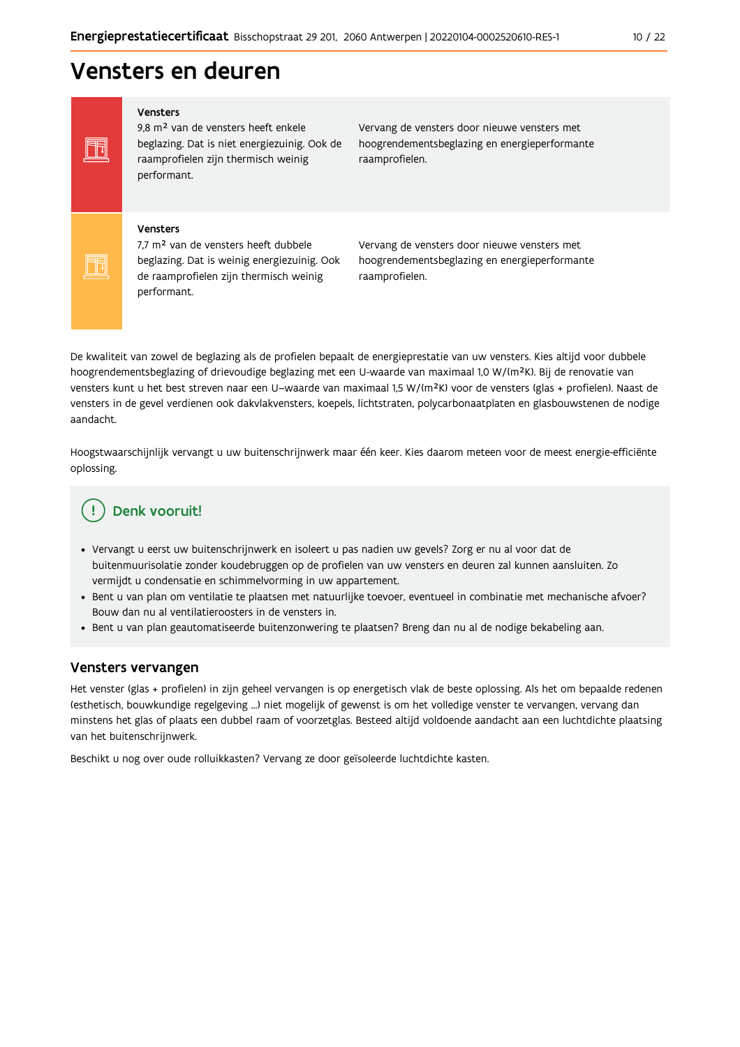# Vensters en deuren

| | | |
|---|---|---|
| | **Vensters**<br>9,8 m² van de vensters heeft enkele beglazing. Dat is niet energiezuinig. Ook de raamprofielen zijn thermisch weinig performant. | Vervang de vensters door nieuwe vensters met hoogrendementsbeglazing en energieperformante raamprofielen. |
| | **Vensters**<br>7,7 m² van de vensters heeft dubbele beglazing. Dat is weinig energiezuinig. Ook de raamprofielen zijn thermisch weinig performant. | Vervang de vensters door nieuwe vensters met hoogrendementsbeglazing en energieperformante raamprofielen. |

De kwaliteit van zowel de beglazing als de profielen bepaalt de energieprestatie van uw vensters. Kies altijd voor dubbele hoogrendementsbeglazing of drievoudige beglazing met een U-waarde van maximaal 1,0 W/(m²K). Bij de renovatie van vensters kunt u het best streven naar een U–waarde van maximaal 1,5 W/(m²K) voor de vensters (glas + profielen). Naast de vensters in de gevel verdienen ook dakvlakvensters, koepels, lichtstraten, polycarbonaatplaten en glasbouwstenen de nodige aandacht.

Hoogstwaarschijnlijk vervangt u uw buitenschrijnwerk maar één keer. Kies daarom meteen voor de meest energie-efficiënte oplossing.

## Denk vooruit!

- Vervangt u eerst uw buitenschrijnwerk en isoleert u pas nadien uw gevels? Zorg er nu al voor dat de buitenmuurisolatie zonder koudebruggen op de profielen van uw vensters en deuren zal kunnen aansluiten. Zo vermijdt u condensatie en schimmelvorming in uw appartement.
- Bent u van plan om ventilatie te plaatsen met natuurlijke toevoer, eventueel in combinatie met mechanische afvoer? Bouw dan nu al ventilatieroosters in de vensters in.
- Bent u van plan geautomatiseerde buitenzonwering te plaatsen? Breng dan nu al de nodige bekabeling aan.

## Vensters vervangen

Het venster (glas + profielen) in zijn geheel vervangen is op energetisch vlak de beste oplossing. Als het om bepaalde redenen (esthetisch, bouwkundige regelgeving ...) niet mogelijk of gewenst is om het volledige venster te vervangen, vervang dan minstens het glas of plaats een dubbel raam of voorzetglas. Besteed altijd voldoende aandacht aan een luchtdichte plaatsing van het buitenschrijnwerk.

Beschikt u nog over oude rolluikkasten? Vervang ze door geïsoleerde luchtdichte kasten.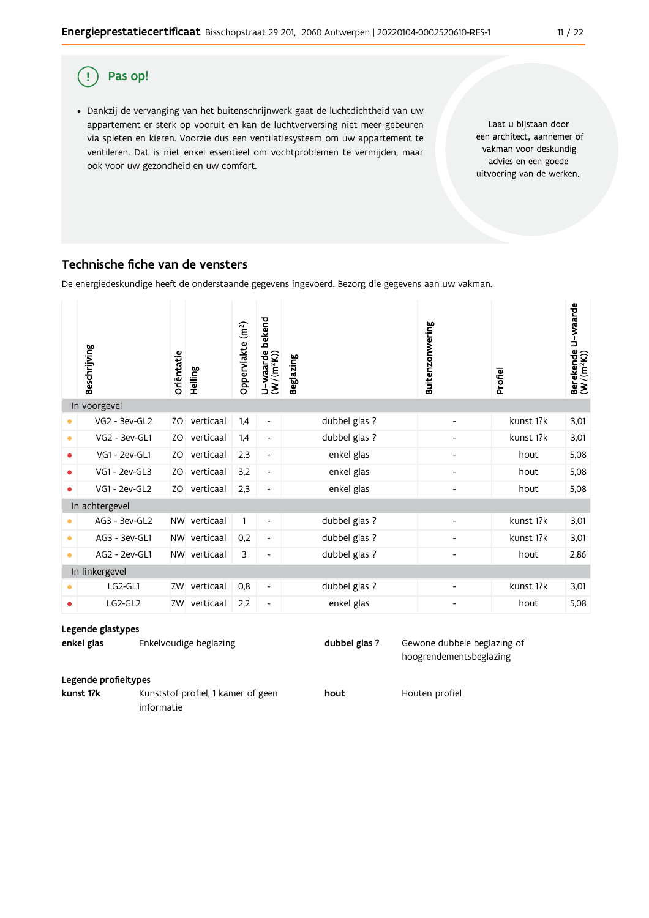## Pas op!

- Dankzij de vervanging van het buitenschrijnwerk gaat de luchtdichtheid van uw appartement er sterk op vooruit en kan de luchtverversing niet meer gebeuren via spleten en kieren. Voorzie dus een ventilatiesysteem om uw appartement te ventileren. Dat is niet enkel essentieel om vochtproblemen te vermijden, maar ook voor uw gezondheid en uw comfort.

Laat u bijstaan door een architect, aannemer of vakman voor deskundig advies en een goede uitvoering van de werken.

## Technische fiche van de vensters

De energiedeskundige heeft de onderstaande gegevens ingevoerd. Bezorg die gegevens aan uw vakman.

| | Beschrijving | Oriëntatie | Helling | Oppervlakte (m²) | U-waarde bekend (W/(m²K)) | Beglazing | Buitenzonwering | Profiel | Berekende U-waarde (W/(m²K)) |
|---|---|---|---|---|---|---|---|---|---|
| **In voorgevel** | | | | | | | | | |
| ● | VG2 - 3ev-GL2 | ZO | verticaal | 1,4 | - | dubbel glas ? | - | kunst 1?k | 3,01 |
| ● | VG2 - 3ev-GL1 | ZO | verticaal | 1,4 | - | dubbel glas ? | - | kunst 1?k | 3,01 |
| ● | VG1 - 2ev-GL1 | ZO | verticaal | 2,3 | - | enkel glas | - | hout | 5,08 |
| ● | VG1 - 2ev-GL3 | ZO | verticaal | 3,2 | - | enkel glas | - | hout | 5,08 |
| ● | VG1 - 2ev-GL2 | ZO | verticaal | 2,3 | - | enkel glas | - | hout | 5,08 |
| **In achtergevel** | | | | | | | | | |
| ● | AG3 - 3ev-GL2 | NW | verticaal | 1 | - | dubbel glas ? | - | kunst 1?k | 3,01 |
| ● | AG3 - 3ev-GL1 | NW | verticaal | 0,2 | - | dubbel glas ? | - | kunst 1?k | 3,01 |
| ● | AG2 - 2ev-GL1 | NW | verticaal | 3 | - | dubbel glas ? | - | hout | 2,86 |
| **In linkergevel** | | | | | | | | | |
| ● | LG2-GL1 | ZW | verticaal | 0,8 | - | dubbel glas ? | - | kunst 1?k | 3,01 |
| ● | LG2-GL2 | ZW | verticaal | 2,2 | - | enkel glas | - | hout | 5,08 |

**Legende glastypes**

**enkel glas** Enkelvoudige beglazing

**dubbel glas ?** Gewone dubbele beglazing of hoogrendementsbeglazing

**Legende profieltypes**

**kunst 1?k** Kunststof profiel, 1 kamer of geen informatie

**hout** Houten profiel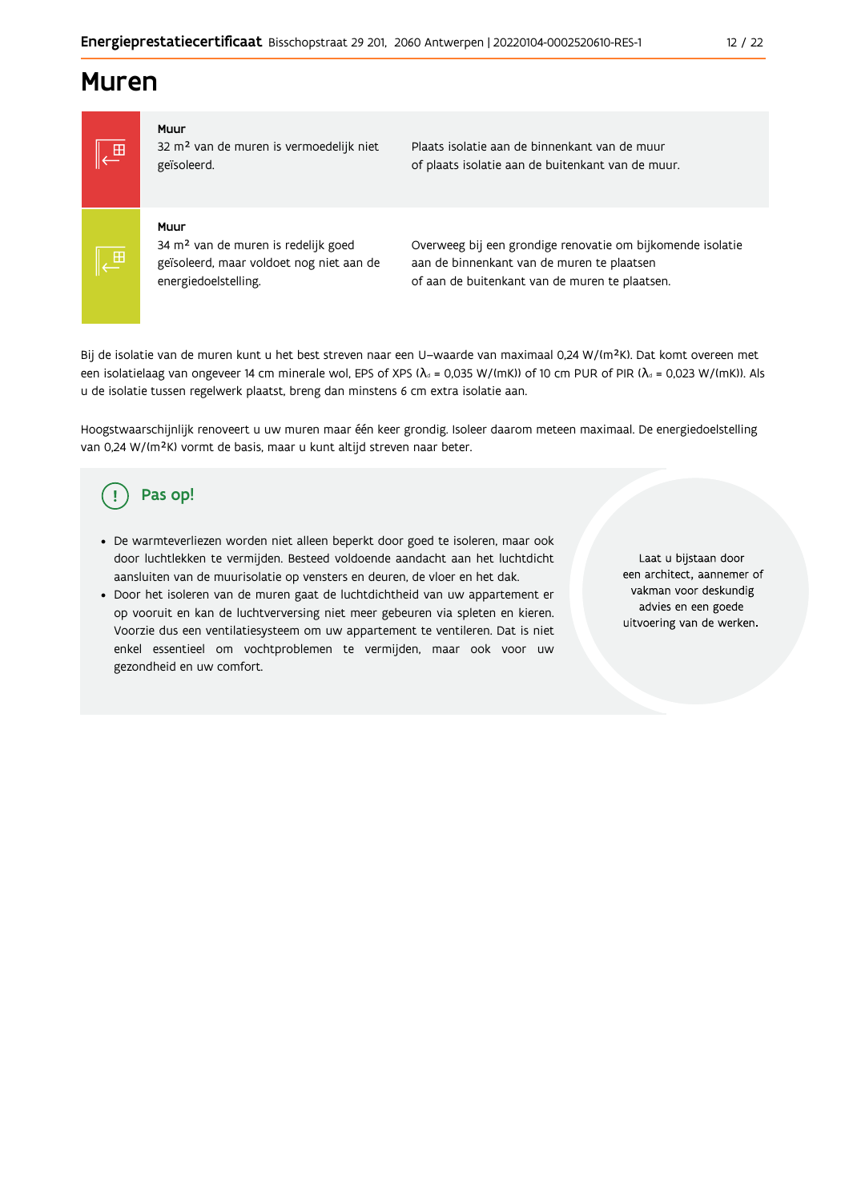# Muren

| | | |
|---|---|---|
| | **Muur**<br>32 m² van de muren is vermoedelijk niet geïsoleerd. | Plaats isolatie aan de binnenkant van de muur of plaats isolatie aan de buitenkant van de muur. |
| | **Muur**<br>34 m² van de muren is redelijk goed geïsoleerd, maar voldoet nog niet aan de energiedoelstelling. | Overweeg bij een grondige renovatie om bijkomende isolatie aan de binnenkant van de muren te plaatsen of aan de buitenkant van de muren te plaatsen. |

Bij de isolatie van de muren kunt u het best streven naar een U-waarde van maximaal 0,24 W/(m²K). Dat komt overeen met een isolatielaag van ongeveer 14 cm minerale wol, EPS of XPS ($\lambda_d$ = 0,035 W/(mK)) of 10 cm PUR of PIR ($\lambda_d$ = 0,023 W/(mK)). Als u de isolatie tussen regelwerk plaatst, breng dan minstens 6 cm extra isolatie aan.

Hoogstwaarschijnlijk renoveert u uw muren maar één keer grondig. Isoleer daarom meteen maximaal. De energiedoelstelling van 0,24 W/(m²K) vormt de basis, maar u kunt altijd streven naar beter.

## Pas op!

- De warmteverliezen worden niet alleen beperkt door goed te isoleren, maar ook door luchtlekken te vermijden. Besteed voldoende aandacht aan het luchtdicht aansluiten van de muurisolatie op vensters en deuren, de vloer en het dak.
- Door het isoleren van de muren gaat de luchtdichtheid van uw appartement er op vooruit en kan de luchtverversing niet meer gebeuren via spleten en kieren. Voorzie dus een ventilatiesysteem om uw appartement te ventileren. Dat is niet enkel essentieel om vochtproblemen te vermijden, maar ook voor uw gezondheid en uw comfort.

Laat u bijstaan door een architect, aannemer of vakman voor deskundig advies en een goede uitvoering van de werken.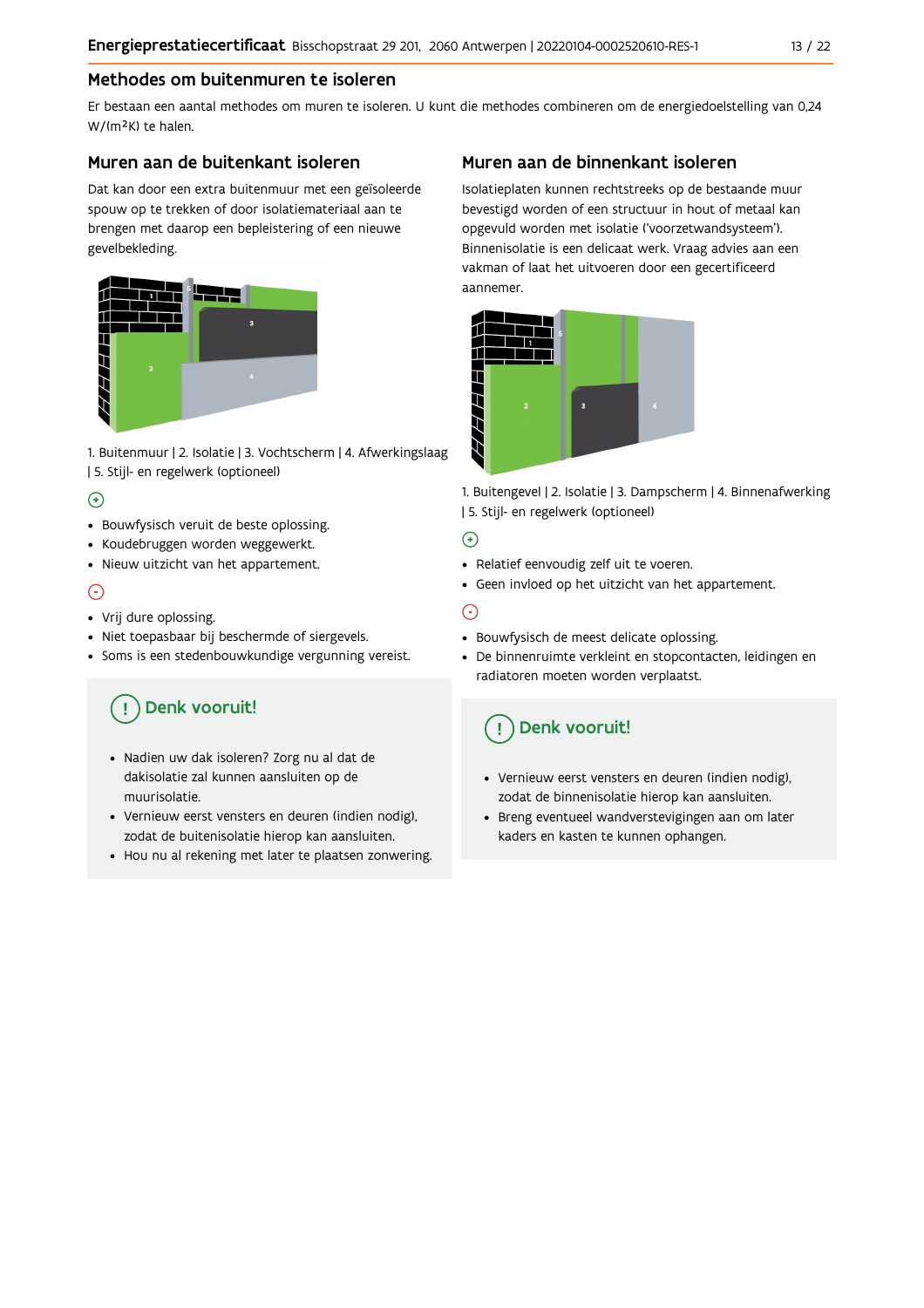## Methodes om buitenmuren te isoleren

Er bestaan een aantal methodes om muren te isoleren. U kunt die methodes combineren om de energiedoelstelling van 0,24 W/(m²K) te halen.

### Muren aan de buitenkant isoleren

Dat kan door een extra buitenmuur met een geïsoleerde spouw op te trekken of door isolatiemateriaal aan te brengen met daarop een bepleistering of een nieuwe gevelbekleding.

1. Buitenmuur | 2. Isolatie | 3. Vochtscherm | 4. Afwerkingslaag | 5. Stijl- en regelwerk (optioneel)

(+)

- Bouwfysisch veruit de beste oplossing.
- Koudebruggen worden weggewerkt.
- Nieuw uitzicht van het appartement.

(-)

- Vrij dure oplossing.
- Niet toepasbaar bij beschermde of siergevels.
- Soms is een stedenbouwkundige vergunning vereist.

**(!) Denk vooruit!**

- Nadien uw dak isoleren? Zorg nu al dat de dakisolatie zal kunnen aansluiten op de muurisolatie.
- Vernieuw eerst vensters en deuren (indien nodig), zodat de buitenisolatie hierop kan aansluiten.
- Hou nu al rekening met later te plaatsen zonwering.

### Muren aan de binnenkant isoleren

Isolatieplaten kunnen rechtstreeks op de bestaande muur bevestigd worden of een structuur in hout of metaal kan opgevuld worden met isolatie ('voorzetwandsysteem'). Binnenisolatie is een delicaat werk. Vraag advies aan een vakman of laat het uitvoeren door een gecertificeerd aannemer.

1. Buitengevel | 2. Isolatie | 3. Dampscherm | 4. Binnenafwerking | 5. Stijl- en regelwerk (optioneel)

(+)

- Relatief eenvoudig zelf uit te voeren.
- Geen invloed op het uitzicht van het appartement.

(-)

- Bouwfysisch de meest delicate oplossing.
- De binnenruimte verkleint en stopcontacten, leidingen en radiatoren moeten worden verplaatst.

**(!) Denk vooruit!**

- Vernieuw eerst vensters en deuren (indien nodig), zodat de binnenisolatie hierop kan aansluiten.
- Breng eventueel wandverstevigingen aan om later kaders en kasten te kunnen ophangen.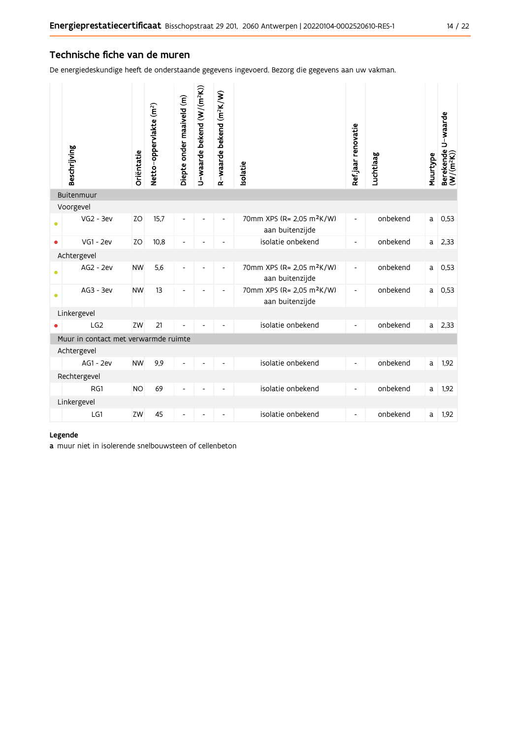## Technische fiche van de muren

De energiedeskundige heeft de onderstaande gegevens ingevoerd. Bezorg die gegevens aan uw vakman.

| | Beschrijving | Oriëntatie | Netto-oppervlakte (m²) | Diepte onder maaiveld (m) | U-waarde bekend (W/(m²K)) | R-waarde bekend (m²K/W) | Isolatie | Ref.jaar renovatie | Luchtlaag | Muurtype | Berekende U-waarde (W/(m²K)) |
|---|---|---|---|---|---|---|---|---|---|---|---|
| **Buitenmuur** | | | | | | | | | | | |
| Voorgevel | | | | | | | | | | | |
| ● | VG2 - 3ev | ZO | 15,7 | - | - | - | 70mm XPS (R= 2,05 m²K/W) aan buitenzijde | - | onbekend | a | 0,53 |
| ● | VG1 - 2ev | ZO | 10,8 | - | - | - | isolatie onbekend | - | onbekend | a | 2,33 |
| Achtergevel | | | | | | | | | | | |
| ● | AG2 - 2ev | NW | 5,6 | - | - | - | 70mm XPS (R= 2,05 m²K/W) aan buitenzijde | - | onbekend | a | 0,53 |
| ● | AG3 - 3ev | NW | 13 | - | - | - | 70mm XPS (R= 2,05 m²K/W) aan buitenzijde | - | onbekend | a | 0,53 |
| Linkergevel | | | | | | | | | | | |
| ● | LG2 | ZW | 21 | - | - | - | isolatie onbekend | - | onbekend | a | 2,33 |
| **Muur in contact met verwarmde ruimte** | | | | | | | | | | | |
| Achtergevel | | | | | | | | | | | |
| | AG1 - 2ev | NW | 9,9 | - | - | - | isolatie onbekend | - | onbekend | a | 1,92 |
| Rechtergevel | | | | | | | | | | | |
| | RG1 | NO | 69 | - | - | - | isolatie onbekend | - | onbekend | a | 1,92 |
| Linkergevel | | | | | | | | | | | |
| | LG1 | ZW | 45 | - | - | - | isolatie onbekend | - | onbekend | a | 1,92 |

**Legende**

**a** muur niet in isolerende snelbouwsteen of cellenbeton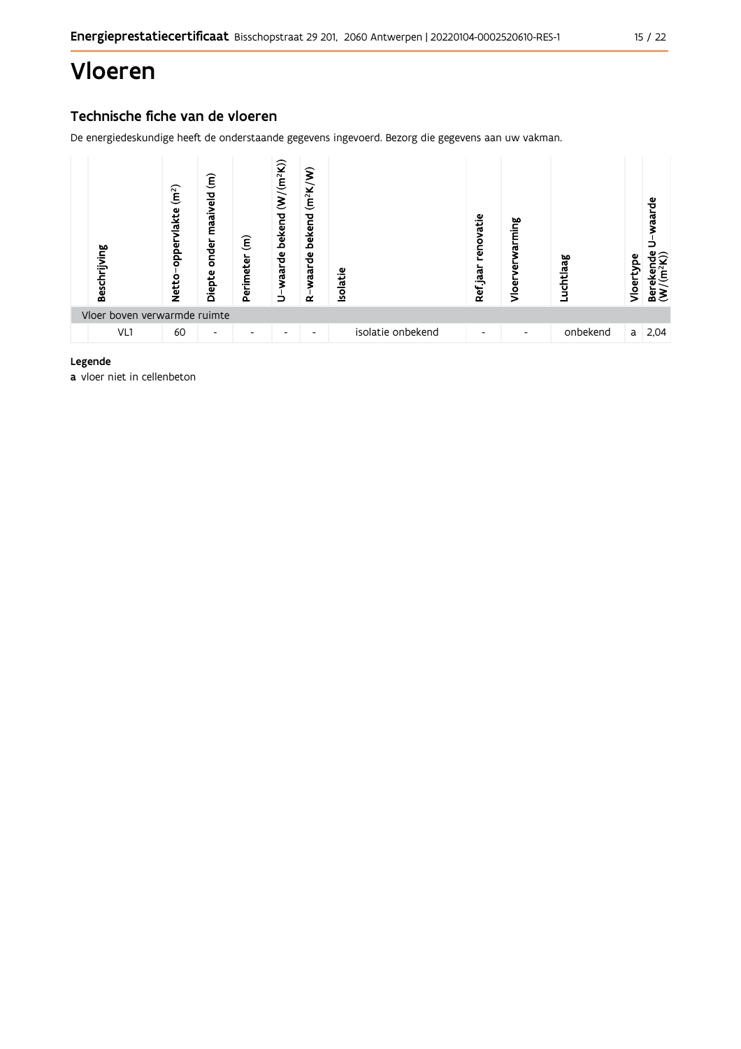# Vloeren

## Technische fiche van de vloeren

De energiedeskundige heeft de onderstaande gegevens ingevoerd. Bezorg die gegevens aan uw vakman.

| Beschrijving | Netto-oppervlakte ($m^2$) | Diepte onder maaiveld (m) | Perimeter (m) | U-waarde bekend ($W/(m^2K)$) | R-waarde bekend ($m^2K/W$) | Isolatie | Ref.jaar renovatie | Vloerverwarming | Luchtlaag | Vloertype | Berekende U-waarde ($W/(m^2K)$) |
|---|---|---|---|---|---|---|---|---|---|---|---|
| Vloer boven verwarmde ruimte | | | | | | | | | | | |
| VL1 | 60 | - | - | - | - | isolatie onbekend | - | - | onbekend | a | 2,04 |

**Legende**

**a** vloer niet in cellenbeton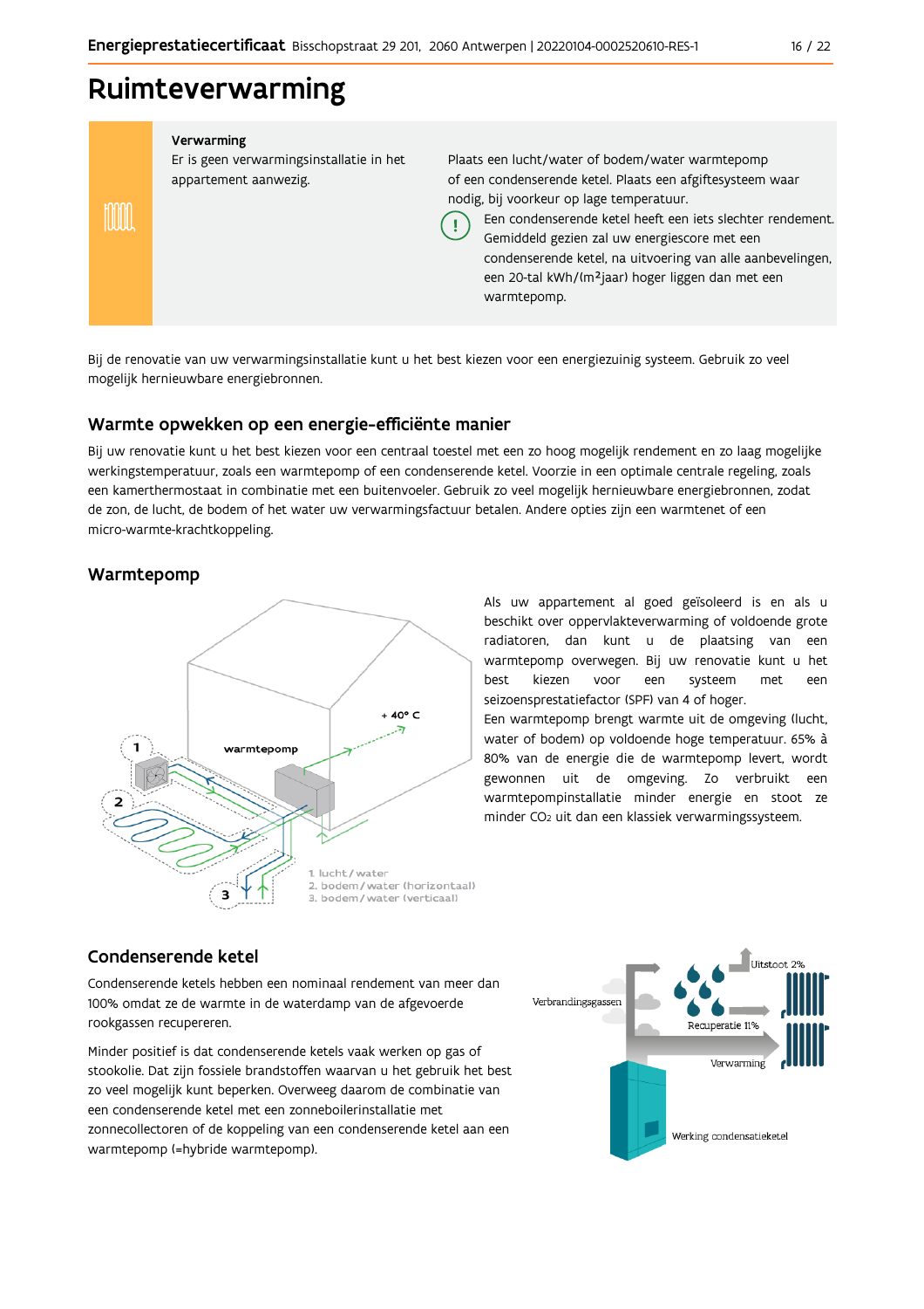# Ruimteverwarming

**Verwarming**

Er is geen verwarmingsinstallatie in het appartement aanwezig.

Plaats een lucht/water of bodem/water warmtepomp of een condenserende ketel. Plaats een afgiftesysteem waar nodig, bij voorkeur op lage temperatuur.

Een condenserende ketel heeft een iets slechter rendement. Gemiddeld gezien zal uw energiescore met een condenserende ketel, na uitvoering van alle aanbevelingen, een 20-tal kWh/(m²jaar) hoger liggen dan met een warmtepomp.

Bij de renovatie van uw verwarmingsinstallatie kunt u het best kiezen voor een energiezuinig systeem. Gebruik zo veel mogelijk hernieuwbare energiebronnen.

## Warmte opwekken op een energie-efficiënte manier

Bij uw renovatie kunt u het best kiezen voor een centraal toestel met een zo hoog mogelijk rendement en zo laag mogelijke werkingstemperatuur, zoals een warmtepomp of een condenserende ketel. Voorzie in een optimale centrale regeling, zoals een kamerthermostaat in combinatie met een buitenvoeler. Gebruik zo veel mogelijk hernieuwbare energiebronnen, zodat de zon, de lucht, de bodem of het water uw verwarmingsfactuur betalen. Andere opties zijn een warmtenet of een micro-warmte-krachtkoppeling.

## Warmtepomp

1. lucht / water
2. bodem / water (horizontaal)
3. bodem / water (verticaal)

Als uw appartement al goed geïsoleerd is en als u beschikt over oppervlakteverwarming of voldoende grote radiatoren, dan kunt u de plaatsing van een warmtepomp overwegen. Bij uw renovatie kunt u het best kiezen voor een systeem met een seizoensprestatiefactor (SPF) van 4 of hoger.

Een warmtepomp brengt warmte uit de omgeving (lucht, water of bodem) op voldoende hoge temperatuur. 65% à 80% van de energie die de warmtepomp levert, wordt gewonnen uit de omgeving. Zo verbruikt een warmtepompinstallatie minder energie en stoot ze minder $CO_2$ uit dan een klassiek verwarmingssysteem.

## Condenserende ketel

Condenserende ketels hebben een nominaal rendement van meer dan 100% omdat ze de warmte in de waterdamp van de afgevoerde rookgassen recupereren.

Minder positief is dat condenserende ketels vaak werken op gas of stookolie. Dat zijn fossiele brandstoffen waarvan u het gebruik het best zo veel mogelijk kunt beperken. Overweeg daarom de combinatie van een condenserende ketel met een zonneboilerinstallatie met zonnecollectoren of de koppeling van een condenserende ketel aan een warmtepomp (=hybride warmtepomp).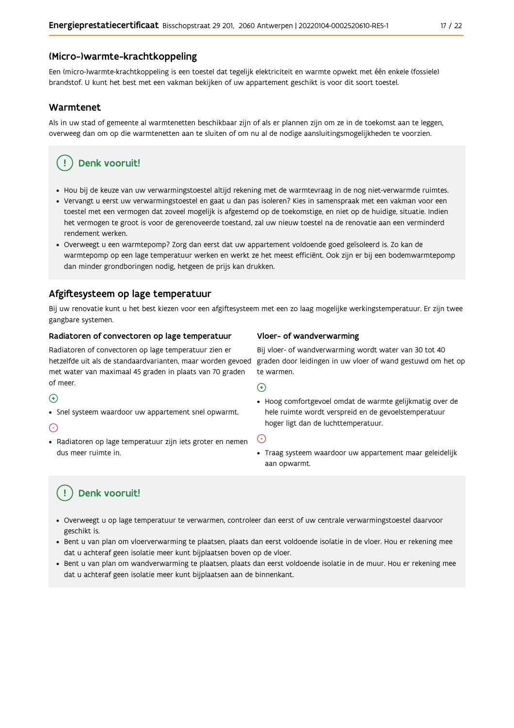## (Micro-)warmte-krachtkoppeling

Een (micro-)warmte-krachtkoppeling is een toestel dat tegelijk elektriciteit en warmte opwekt met één enkele (fossiele) brandstof. U kunt het best met een vakman bekijken of uw appartement geschikt is voor dit soort toestel.

## Warmtenet

Als in uw stad of gemeente al warmtenetten beschikbaar zijn of als er plannen zijn om ze in de toekomst aan te leggen, overweeg dan om op die warmtenetten aan te sluiten of om nu al de nodige aansluitingsmogelijkheden te voorzien.

### Denk vooruit!

- Hou bij de keuze van uw verwarmingstoestel altijd rekening met de warmtevraag in de nog niet-verwarmde ruimtes.
- Vervangt u eerst uw verwarmingstoestel en gaat u dan pas isoleren? Kies in samenspraak met een vakman voor een toestel met een vermogen dat zoveel mogelijk is afgestemd op de toekomstige, en niet op de huidige, situatie. Indien het vermogen te groot is voor de gerenoveerde toestand, zal uw nieuw toestel na de renovatie aan een verminderd rendement werken.
- Overweegt u een warmtepomp? Zorg dan eerst dat uw appartement voldoende goed geïsoleerd is. Zo kan de warmtepomp op een lage temperatuur werken en werkt ze het meest efficiënt. Ook zijn er bij een bodemwarmtepomp dan minder grondboringen nodig, hetgeen de prijs kan drukken.

## Afgiftesysteem op lage temperatuur

Bij uw renovatie kunt u het best kiezen voor een afgiftesysteem met een zo laag mogelijke werkingstemperatuur. Er zijn twee gangbare systemen.

### Radiatoren of convectoren op lage temperatuur

Radiatoren of convectoren op lage temperatuur zien er hetzelfde uit als de standaardvarianten, maar worden gevoed met water van maximaal 45 graden in plaats van 70 graden of meer.

(+)

- Snel systeem waardoor uw appartement snel opwarmt.

(-)

- Radiatoren op lage temperatuur zijn iets groter en nemen dus meer ruimte in.

### Vloer- of wandverwarming

Bij vloer- of wandverwarming wordt water van 30 tot 40 graden door leidingen in uw vloer of wand gestuwd om het op te warmen.

(+)

- Hoog comfortgevoel omdat de warmte gelijkmatig over de hele ruimte wordt verspreid en de gevoelstemperatuur hoger ligt dan de luchttemperatuur.

(-)

- Traag systeem waardoor uw appartement maar geleidelijk aan opwarmt.

### Denk vooruit!

- Overweegt u op lage temperatuur te verwarmen, controleer dan eerst of uw centrale verwarmingstoestel daarvoor geschikt is.
- Bent u van plan om vloerverwarming te plaatsen, plaats dan eerst voldoende isolatie in de vloer. Hou er rekening mee dat u achteraf geen isolatie meer kunt bijplaatsen boven op de vloer.
- Bent u van plan om wandverwarming te plaatsen, plaats dan eerst voldoende isolatie in de muur. Hou er rekening mee dat u achteraf geen isolatie meer kunt bijplaatsen aan de binnenkant.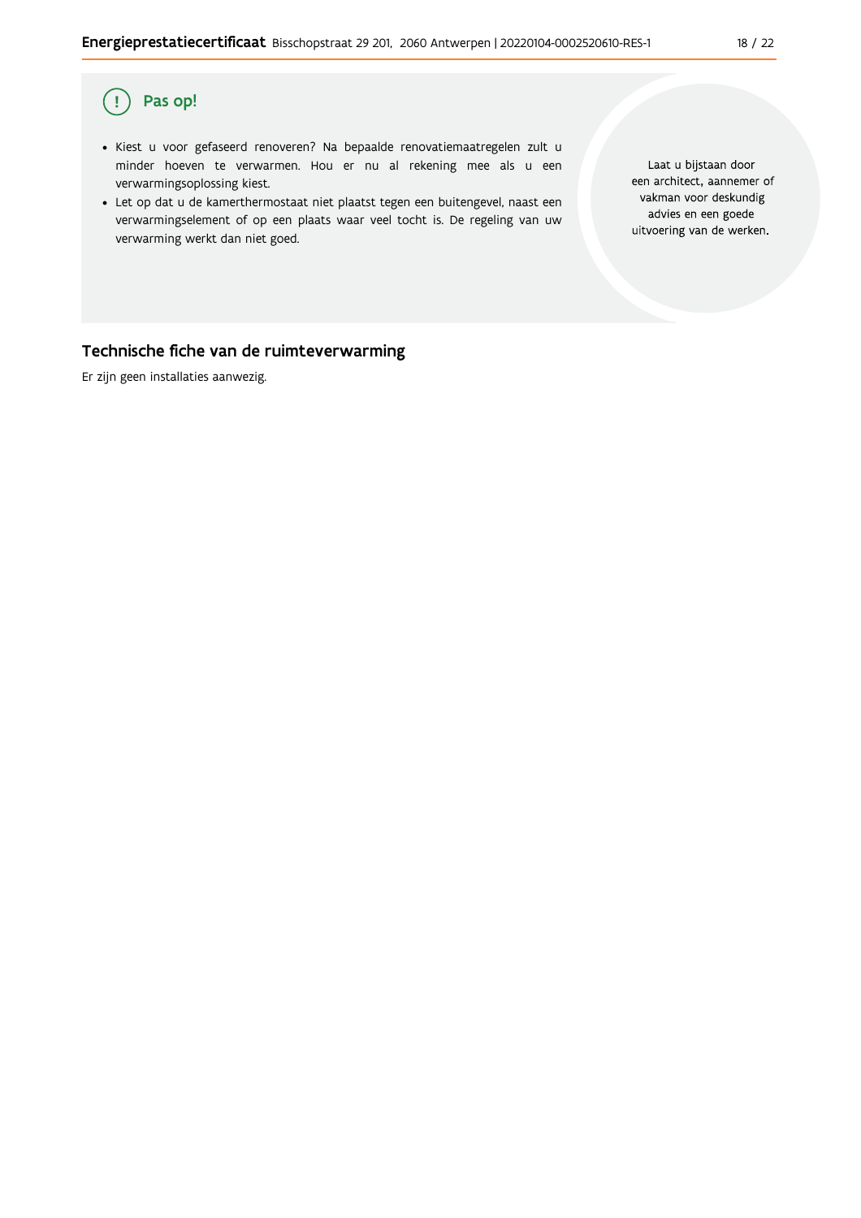## Pas op!

- Kiest u voor gefaseerd renoveren? Na bepaalde renovatiemaatregelen zult u minder hoeven te verwarmen. Hou er nu al rekening mee als u een verwarmingsoplossing kiest.
- Let op dat u de kamerthermostaat niet plaatst tegen een buitengevel, naast een verwarmingselement of op een plaats waar veel tocht is. De regeling van uw verwarming werkt dan niet goed.

Laat u bijstaan door een architect, aannemer of vakman voor deskundig advies en een goede uitvoering van de werken.

## Technische fiche van de ruimteverwarming

Er zijn geen installaties aanwezig.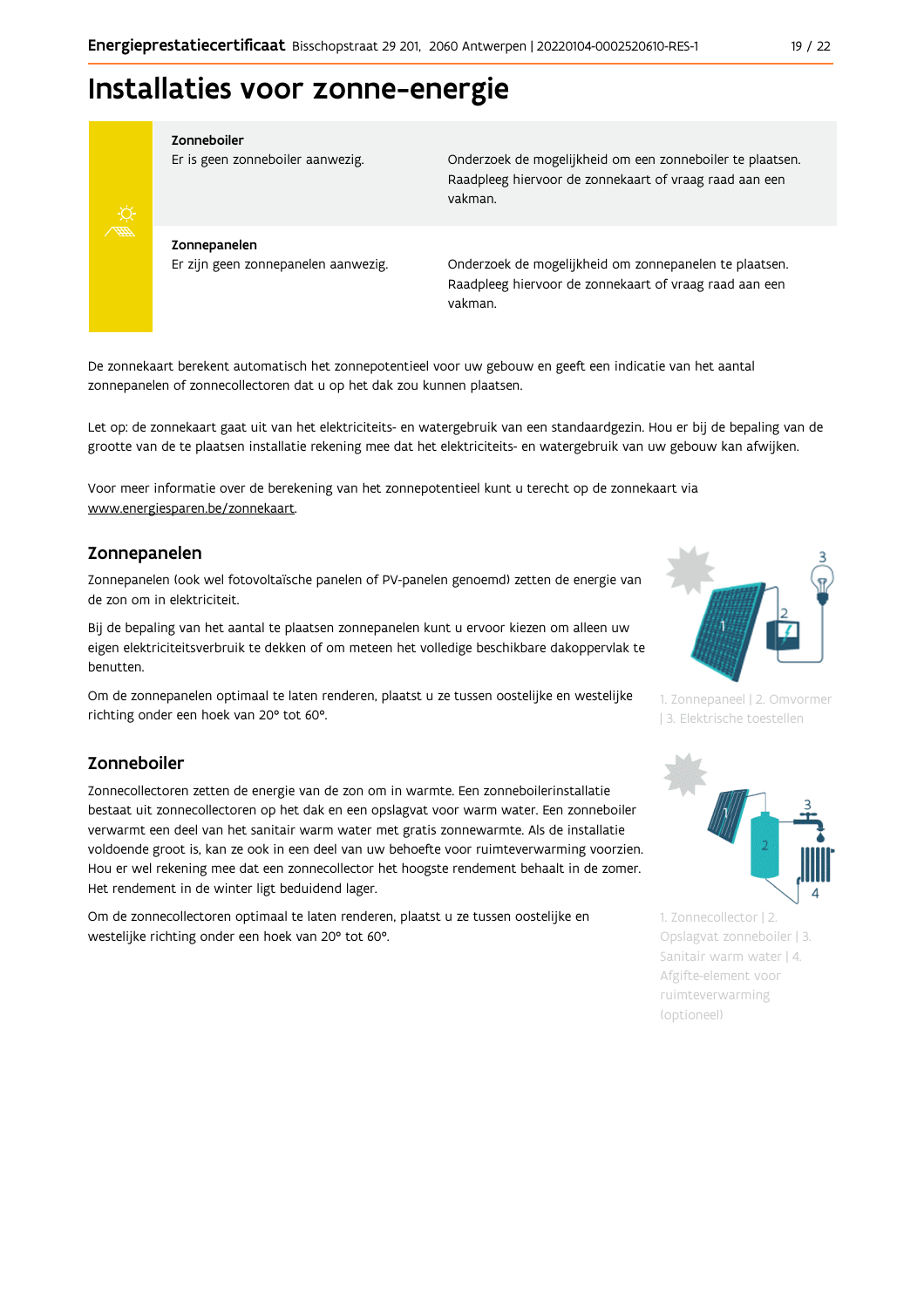# Installaties voor zonne-energie

| | |
|---|---|
| **Zonneboiler**<br>Er is geen zonneboiler aanwezig. | Onderzoek de mogelijkheid om een zonneboiler te plaatsen. Raadpleeg hiervoor de zonnekaart of vraag raad aan een vakman. |
| **Zonnepanelen**<br>Er zijn geen zonnepanelen aanwezig. | Onderzoek de mogelijkheid om zonnepanelen te plaatsen. Raadpleeg hiervoor de zonnekaart of vraag raad aan een vakman. |

De zonnekaart berekent automatisch het zonnepotentieel voor uw gebouw en geeft een indicatie van het aantal zonnepanelen of zonnecollectoren dat u op het dak zou kunnen plaatsen.

Let op: de zonnekaart gaat uit van het elektriciteits- en watergebruik van een standaardgezin. Hou er bij de bepaling van de grootte van de te plaatsen installatie rekening mee dat het elektriciteits- en watergebruik van uw gebouw kan afwijken.

Voor meer informatie over de berekening van het zonnepotentieel kunt u terecht op de zonnekaart via www.energiesparen.be/zonnekaart.

## Zonnepanelen

Zonnepanelen (ook wel fotovoltaïsche panelen of PV-panelen genoemd) zetten de energie van de zon om in elektriciteit.

Bij de bepaling van het aantal te plaatsen zonnepanelen kunt u ervoor kiezen om alleen uw eigen elektriciteitsverbruik te dekken of om meteen het volledige beschikbare dakoppervlak te benutten.

Om de zonnepanelen optimaal te laten renderen, plaatst u ze tussen oostelijke en westelijke richting onder een hoek van 20° tot 60°.

1. Zonnepaneel | 2. Omvormer | 3. Elektrische toestellen

## Zonneboiler

Zonnecollectoren zetten de energie van de zon om in warmte. Een zonneboilerinstallatie bestaat uit zonnecollectoren op het dak en een opslagvat voor warm water. Een zonneboiler verwarmt een deel van het sanitair warm water met gratis zonnewarmte. Als de installatie voldoende groot is, kan ze ook in een deel van uw behoefte voor ruimteverwarming voorzien. Hou er wel rekening mee dat een zonnecollector het hoogste rendement behaalt in de zomer. Het rendement in de winter ligt beduidend lager.

Om de zonnecollectoren optimaal te laten renderen, plaatst u ze tussen oostelijke en westelijke richting onder een hoek van 20° tot 60°.

1. Zonnecollector | 2. Opslagvat zonneboiler | 3. Sanitair warm water | 4. Afgifte-element voor ruimteverwarming (optioneel)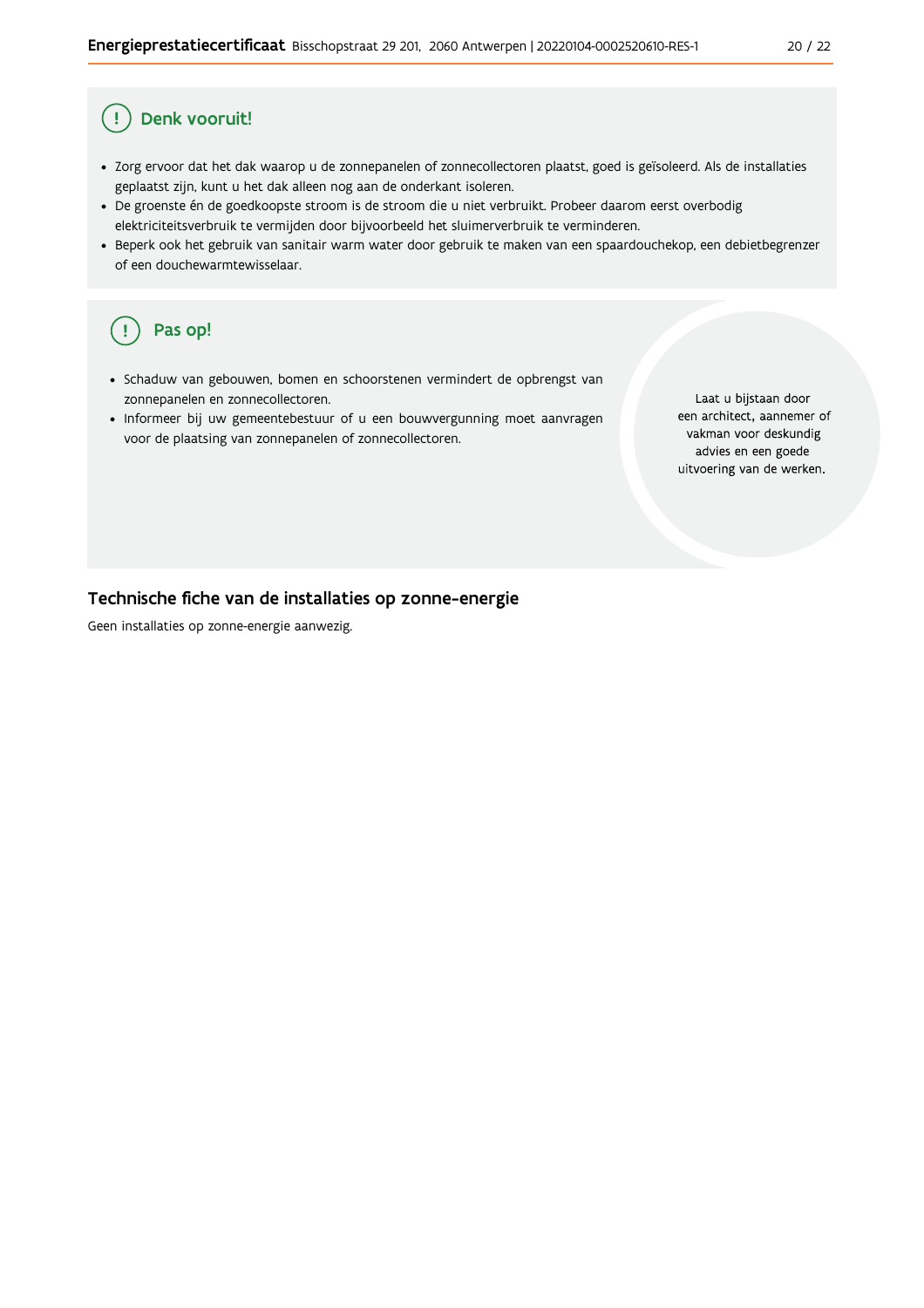## Denk vooruit!

- Zorg ervoor dat het dak waarop u de zonnepanelen of zonnecollectoren plaatst, goed is geïsoleerd. Als de installaties geplaatst zijn, kunt u het dak alleen nog aan de onderkant isoleren.
- De groenste én de goedkoopste stroom is de stroom die u niet verbruikt. Probeer daarom eerst overbodig elektriciteitsverbruik te vermijden door bijvoorbeeld het sluimerverbruik te verminderen.
- Beperk ook het gebruik van sanitair warm water door gebruik te maken van een spaardouchekop, een debietbegrenzer of een douchewarmtewisselaar.

## Pas op!

- Schaduw van gebouwen, bomen en schoorstenen vermindert de opbrengst van zonnepanelen en zonnecollectoren.
- Informeer bij uw gemeentebestuur of u een bouwvergunning moet aanvragen voor de plaatsing van zonnepanelen of zonnecollectoren.

Laat u bijstaan door een architect, aannemer of vakman voor deskundig advies en een goede uitvoering van de werken.

## Technische fiche van de installaties op zonne-energie

Geen installaties op zonne-energie aanwezig.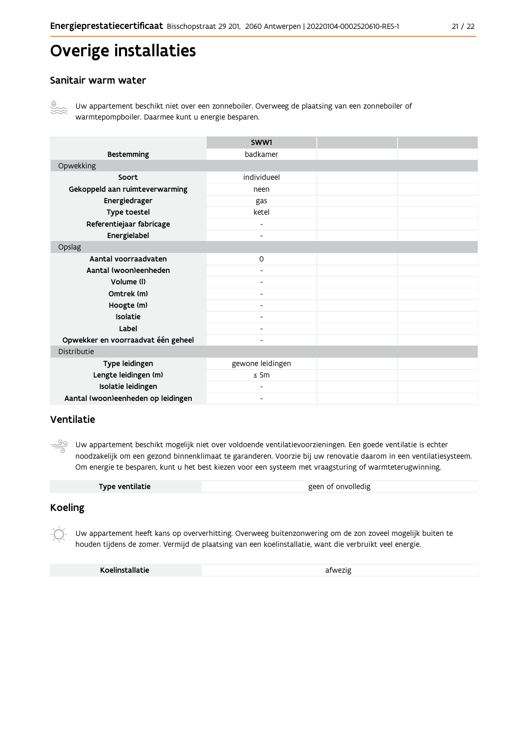# Overige installaties

## Sanitair warm water

Uw appartement beschikt niet over een zonneboiler. Overweeg de plaatsing van een zonneboiler of warmtepompboiler. Daarmee kunt u energie besparen.

| | SWW1 | | |
|---|---|---|---|
| **Bestemming** | badkamer | | |
| Opwekking | | | |
| **Soort** | individueel | | |
| **Gekoppeld aan ruimteverwarming** | neen | | |
| **Energiedrager** | gas | | |
| **Type toestel** | ketel | | |
| **Referentiejaar fabricage** | - | | |
| **Energielabel** | - | | |
| Opslag | | | |
| **Aantal voorraadvaten** | 0 | | |
| **Aantal (woon)eenheden** | - | | |
| **Volume (l)** | - | | |
| **Omtrek (m)** | - | | |
| **Hoogte (m)** | - | | |
| **Isolatie** | - | | |
| **Label** | - | | |
| **Opwekker en voorraadvat één geheel** | - | | |
| Distributie | | | |
| **Type leidingen** | gewone leidingen | | |
| **Lengte leidingen (m)** | ≤ 5m | | |
| **Isolatie leidingen** | - | | |
| **Aantal (woon)eenheden op leidingen** | - | | |

## Ventilatie

Uw appartement beschikt mogelijk niet over voldoende ventilatievoorzieningen. Een goede ventilatie is echter noodzakelijk om een gezond binnenklimaat te garanderen. Voorzie bij uw renovatie daarom in een ventilatiesysteem. Om energie te besparen, kunt u het best kiezen voor een systeem met vraagsturing of warmteterugwinning.

| **Type ventilatie** | geen of onvolledig |
|---|---|

## Koeling

Uw appartement heeft kans op oververhitting. Overweeg buitenzonwering om de zon zoveel mogelijk buiten te houden tijdens de zomer. Vermijd de plaatsing van een koelinstallatie, want die verbruikt veel energie.

| **Koelinstallatie** | afwezig |
|---|---|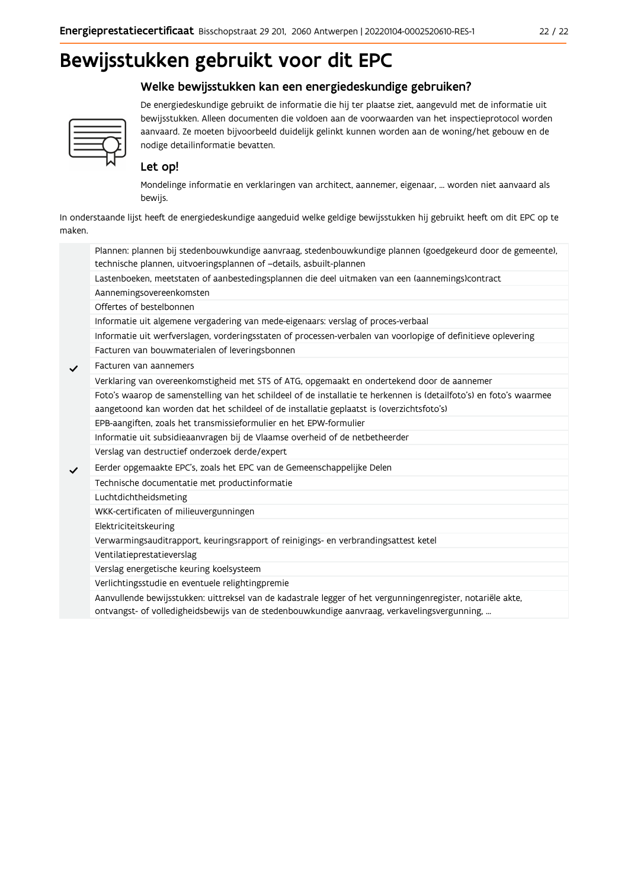# Bewijsstukken gebruikt voor dit EPC

## Welke bewijsstukken kan een energiedeskundige gebruiken?

De energiedeskundige gebruikt de informatie die hij ter plaatse ziet, aangevuld met de informatie uit bewijsstukken. Alleen documenten die voldoen aan de voorwaarden van het inspectieprotocol worden aanvaard. Ze moeten bijvoorbeeld duidelijk gelinkt kunnen worden aan de woning/het gebouw en de nodige detailinformatie bevatten.

### Let op!

Mondelinge informatie en verklaringen van architect, aannemer, eigenaar, ... worden niet aanvaard als bewijs.

In onderstaande lijst heeft de energiedeskundige aangeduid welke geldige bewijsstukken hij gebruikt heeft om dit EPC op te maken.

| | |
|---|---|
| | Plannen: plannen bij stedenbouwkundige aanvraag, stedenbouwkundige plannen (goedgekeurd door de gemeente), technische plannen, uitvoeringsplannen of –details, asbuilt-plannen |
| | Lastenboeken, meetstaten of aanbestedingsplannen die deel uitmaken van een (aannemings)contract |
| | Aannemingsovereenkomsten |
| | Offertes of bestelbonnen |
| | Informatie uit algemene vergadering van mede-eigenaars: verslag of proces-verbaal |
| | Informatie uit werfverslagen, vorderingsstaten of processen-verbalen van voorlopige of definitieve oplevering |
| | Facturen van bouwmaterialen of leveringsbonnen |
| ✓ | Facturen van aannemers |
| | Verklaring van overeenkomstigheid met STS of ATG, opgemaakt en ondertekend door de aannemer |
| | Foto's waarop de samenstelling van het schildeel of de installatie te herkennen is (detailfoto's) en foto's waarmee aangetoond kan worden dat het schildeel of de installatie geplaatst is (overzichtsfoto's) |
| | EPB-aangiften, zoals het transmissieformulier en het EPW-formulier |
| | Informatie uit subsidieaanvragen bij de Vlaamse overheid of de netbetheerder |
| | Verslag van destructief onderzoek derde/expert |
| ✓ | Eerder opgemaakte EPC's, zoals het EPC van de Gemeenschappelijke Delen |
| | Technische documentatie met productinformatie |
| | Luchtdichtheidsmeting |
| | WKK-certificaten of milieuvergunningen |
| | Elektriciteitskeuring |
| | Verwarmingsauditrapport, keuringsrapport of reinigings- en verbrandingsattest ketel |
| | Ventilatieprestatieverslag |
| | Verslag energetische keuring koelsysteem |
| | Verlichtingsstudie en eventuele relightingpremie |
| | Aanvullende bewijsstukken: uittreksel van de kadastrale legger of het vergunningenregister, notariële akte, ontvangst- of volledigheidsbewijs van de stedenbouwkundige aanvraag, verkavelingsvergunning, ... |